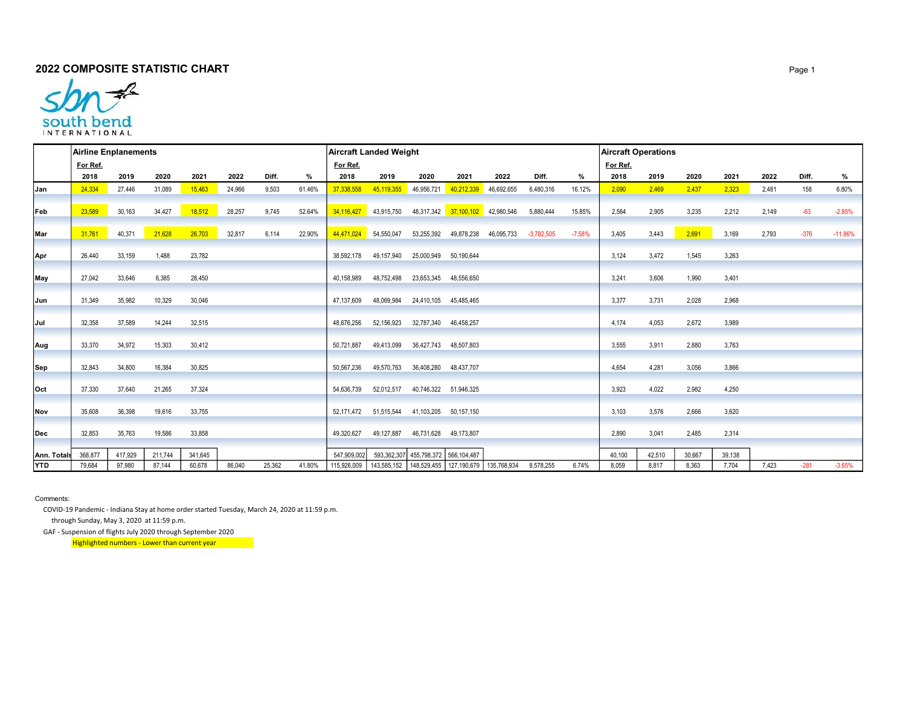## 2022 COMPOSITE STATISTIC CHART

south bend INTERNATIONAL

| | Airline Enplanements | | | | | | | Aircraft Landed Weight | | | | | | | Aircraft Operations | | | | | | |
|---|---|---|---|---|---|---|---|---|---|---|---|---|---|---|---|---|---|---|---|---|---|
| | For Ref. | | | | | | | For Ref. | | | | | | | For Ref. | | | | | | |
| | 2018 | 2019 | 2020 | 2021 | 2022 | Diff. | % | 2018 | 2019 | 2020 | 2021 | 2022 | Diff. | % | 2018 | 2019 | 2020 | 2021 | 2022 | Diff. | % |
| Jan | 24,334 | 27,446 | 31,089 | 15,463 | 24,966 | 9,503 | 61.46% | 37,338,558 | 45,119,355 | 46,956,721 | 40,212,339 | 46,692,655 | 6,480,316 | 16.12% | 2,090 | 2,469 | 2,437 | 2,323 | 2,481 | 158 | 6.80% |
| Feb | 23,589 | 30,163 | 34,427 | 18,512 | 28,257 | 9,745 | 52.64% | 34,116,427 | 43,915,750 | 48,317,342 | 37,100,102 | 42,980,546 | 5,880,444 | 15.85% | 2,564 | 2,905 | 3,235 | 2,212 | 2,149 | -63 | -2.85% |
| Mar | 31,761 | 40,371 | 21,628 | 26,703 | 32,817 | 6,114 | 22.90% | 44,471,024 | 54,550,047 | 53,255,392 | 49,878,238 | 46,095,733 | -3,782,505 | -7.58% | 3,405 | 3,443 | 2,691 | 3,169 | 2,793 | -376 | -11.86% |
| Apr | 26,440 | 33,159 | 1,488 | 23,782 | | | | 38,592,178 | 49,157,940 | 25,000,949 | 50,190,644 | | | | 3,124 | 3,472 | 1,545 | 3,263 | | | |
| May | 27,042 | 33,646 | 6,385 | 28,450 | | | | 40,158,989 | 48,752,498 | 23,653,345 | 48,556,650 | | | | 3,241 | 3,606 | 1,990 | 3,401 | | | |
| Jun | 31,349 | 35,982 | 10,329 | 30,046 | | | | 47,137,609 | 48,069,984 | 24,410,105 | 45,485,465 | | | | 3,377 | 3,731 | 2,028 | 2,968 | | | |
| Jul | 32,358 | 37,589 | 14,244 | 32,515 | | | | 48,676,256 | 52,156,923 | 32,787,340 | 46,458,257 | | | | 4,174 | 4,053 | 2,672 | 3,989 | | | |
| Aug | 33,370 | 34,972 | 15,303 | 30,412 | | | | 50,721,887 | 49,413,099 | 36,427,743 | 48,507,803 | | | | 3,555 | 3,911 | 2,880 | 3,763 | | | |
| Sep | 32,843 | 34,800 | 16,384 | 30,825 | | | | 50,567,236 | 49,570,763 | 36,408,280 | 48,437,707 | | | | 4,654 | 4,281 | 3,056 | 3,866 | | | |
| Oct | 37,330 | 37,640 | 21,265 | 37,324 | | | | 54,636,739 | 52,012,517 | 40,746,322 | 51,946,325 | | | | 3,923 | 4,022 | 2,982 | 4,250 | | | |
| Nov | 35,608 | 36,398 | 19,616 | 33,755 | | | | 52,171,472 | 51,515,544 | 41,103,205 | 50,157,150 | | | | 3,103 | 3,576 | 2,666 | 3,620 | | | |
| Dec | 32,853 | 35,763 | 19,586 | 33,858 | | | | 49,320,627 | 49,127,887 | 46,731,628 | 49,173,807 | | | | 2,890 | 3,041 | 2,485 | 2,314 | | | |
| Ann. Totals | 368,877 | 417,929 | 211,744 | 341,645 | | | | 547,909,002 | 593,362,307 | 455,798,372 | 566,104,487 | | | | 40,100 | 42,510 | 30,667 | 39,138 | | | |
| YTD | 79,684 | 97,980 | 87,144 | 60,678 | 86,040 | 25,362 | 41.80% | 115,926,009 | 143,585,152 | 148,529,455 | 127,190,679 | 135,768,934 | 8,578,255 | 6.74% | 8,059 | 8,817 | 8,363 | 7,704 | 7,423 | -281 | -3.65% |

Comments:

COVID-19 Pandemic - Indiana Stay at home order started Tuesday, March 24, 2020 at 11:59 p.m.
through Sunday, May 3, 2020 at 11:59 p.m.

GAF - Suspension of flights July 2020 through September 2020

Highlighted numbers - Lower than current year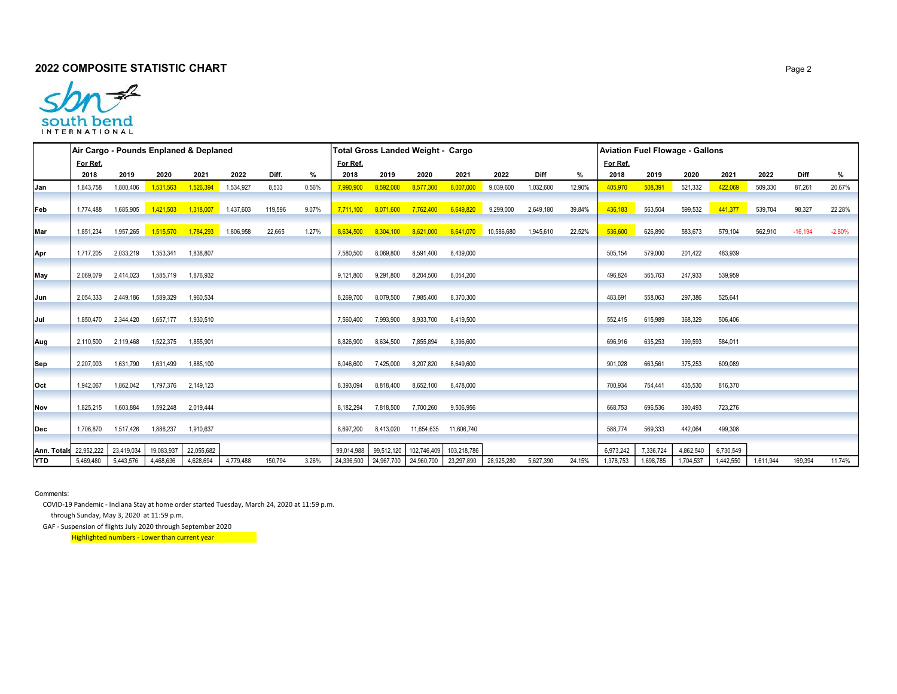## 2022 COMPOSITE STATISTIC CHART

| | Air Cargo - Pounds Enplaned & Deplaned | | | | | | | Total Gross Landed Weight - Cargo | | | | | | | Aviation Fuel Flowage - Gallons | | | | | | |
|---|---|---|---|---|---|---|---|---|---|---|---|---|---|---|---|---|---|---|---|---|---|
| | For Ref. | | | | | | | For Ref. | | | | | | | For Ref. | | | | | | |
| | 2018 | 2019 | 2020 | 2021 | 2022 | Diff. | % | 2018 | 2019 | 2020 | 2021 | 2022 | Diff | % | 2018 | 2019 | 2020 | 2021 | 2022 | Diff | % |
| Jan | 1,843,758 | 1,800,406 | 1,531,563 | 1,526,394 | 1,534,927 | 8,533 | 0.56% | 7,990,900 | 8,592,000 | 8,577,300 | 8,007,000 | 9,039,600 | 1,032,600 | 12.90% | 405,970 | 508,391 | 521,332 | 422,069 | 509,330 | 87,261 | 20.67% |
| Feb | 1,774,488 | 1,685,905 | 1,421,503 | 1,318,007 | 1,437,603 | 119,596 | 9.07% | 7,711,100 | 8,071,600 | 7,762,400 | 6,649,820 | 9,299,000 | 2,649,180 | 39.84% | 436,183 | 563,504 | 599,532 | 441,377 | 539,704 | 98,327 | 22.28% |
| Mar | 1,851,234 | 1,957,265 | 1,515,570 | 1,784,293 | 1,806,958 | 22,665 | 1.27% | 8,634,500 | 8,304,100 | 8,621,000 | 8,641,070 | 10,586,680 | 1,945,610 | 22.52% | 536,600 | 626,890 | 583,673 | 579,104 | 562,910 | -16,194 | -2.80% |
| Apr | 1,717,205 | 2,033,219 | 1,353,341 | 1,838,807 | | | | 7,580,500 | 8,069,800 | 8,591,400 | 8,439,000 | | | | 505,154 | 579,000 | 201,422 | 483,939 | | | |
| May | 2,069,079 | 2,414,023 | 1,585,719 | 1,876,932 | | | | 9,121,800 | 9,291,800 | 8,204,500 | 8,054,200 | | | | 496,824 | 565,763 | 247,933 | 539,959 | | | |
| Jun | 2,054,333 | 2,449,186 | 1,589,329 | 1,960,534 | | | | 8,269,700 | 8,079,500 | 7,985,400 | 8,370,300 | | | | 483,691 | 558,063 | 297,386 | 525,641 | | | |
| Jul | 1,850,470 | 2,344,420 | 1,657,177 | 1,930,510 | | | | 7,560,400 | 7,993,900 | 8,933,700 | 8,419,500 | | | | 552,415 | 615,989 | 368,329 | 506,406 | | | |
| Aug | 2,110,500 | 2,119,468 | 1,522,375 | 1,855,901 | | | | 8,826,900 | 8,634,500 | 7,855,894 | 8,396,600 | | | | 696,916 | 635,253 | 399,593 | 584,011 | | | |
| Sep | 2,207,003 | 1,631,790 | 1,631,499 | 1,885,100 | | | | 8,046,600 | 7,425,000 | 8,207,820 | 8,649,600 | | | | 901,028 | 663,561 | 375,253 | 609,089 | | | |
| Oct | 1,942,067 | 1,862,042 | 1,797,376 | 2,149,123 | | | | 8,393,094 | 8,818,400 | 8,652,100 | 8,478,000 | | | | 700,934 | 754,441 | 435,530 | 816,370 | | | |
| Nov | 1,825,215 | 1,603,884 | 1,592,248 | 2,019,444 | | | | 8,182,294 | 7,818,500 | 7,700,260 | 9,506,956 | | | | 668,753 | 696,536 | 390,493 | 723,276 | | | |
| Dec | 1,706,870 | 1,517,426 | 1,886,237 | 1,910,637 | | | | 8,697,200 | 8,413,020 | 11,654,635 | 11,606,740 | | | | 588,774 | 569,333 | 442,064 | 499,308 | | | |
| Ann. Totals | 22,952,222 | 23,419,034 | 19,083,937 | 22,055,682 | | | | 99,014,988 | 99,512,120 | 102,746,409 | 103,218,786 | | | | 6,973,242 | 7,336,724 | 4,862,540 | 6,730,549 | | | |
| YTD | 5,469,480 | 5,443,576 | 4,468,636 | 4,628,694 | 4,779,488 | 150,794 | 3.26% | 24,336,500 | 24,967,700 | 24,960,700 | 23,297,890 | 28,925,280 | 5,627,390 | 24.15% | 1,378,753 | 1,698,785 | 1,704,537 | 1,442,550 | 1,611,944 | 169,394 | 11.74% |

Comments:

COVID-19 Pandemic - Indiana Stay at home order started Tuesday, March 24, 2020 at 11:59 p.m. through Sunday, May 3, 2020 at 11:59 p.m.

GAF - Suspension of flights July 2020 through September 2020

Highlighted numbers - Lower than current year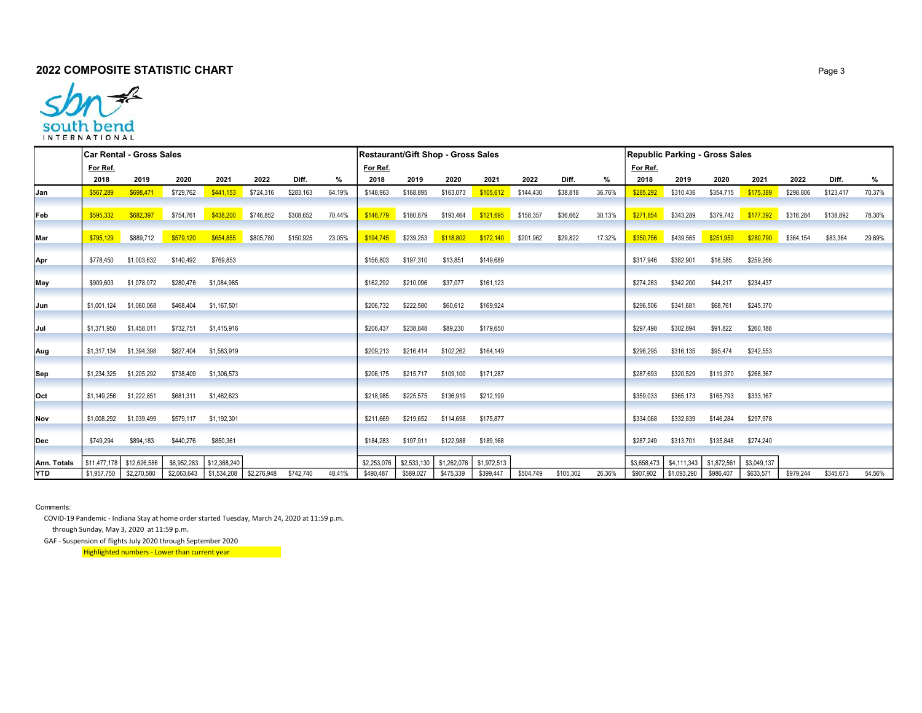## 2022 COMPOSITE STATISTIC CHART

south bend INTERNATIONAL

| | Car Rental - Gross Sales | | | | | | | Restaurant/Gift Shop - Gross Sales | | | | | | | Republic Parking - Gross Sales | | | | | | |
|---|---|---|---|---|---|---|---|---|---|---|---|---|---|---|---|---|---|---|---|---|---|
| | For Ref. | | | | | | | For Ref. | | | | | | | For Ref. | | | | | | |
| | 2018 | 2019 | 2020 | 2021 | 2022 | Diff. | % | 2018 | 2019 | 2020 | 2021 | 2022 | Diff. | % | 2018 | 2019 | 2020 | 2021 | 2022 | Diff. | % |
| Jan | $567,289 | $698,471 | $729,762 | $441,153 | $724,316 | $283,163 | 64.19% | $148,963 | $168,895 | $163,073 | $105,612 | $144,430 | $38,818 | 36.76% | $285,292 | $310,436 | $354,715 | $175,389 | $298,806 | $123,417 | 70.37% |
| Feb | $595,332 | $682,397 | $754,761 | $438,200 | $746,852 | $308,652 | 70.44% | $146,779 | $180,879 | $193,464 | $121,695 | $158,357 | $36,662 | 30.13% | $271,854 | $343,289 | $379,742 | $177,392 | $316,284 | $138,892 | 78.30% |
| Mar | $795,129 | $889,712 | $579,120 | $654,855 | $805,780 | $150,925 | 23.05% | $194,745 | $239,253 | $118,802 | $172,140 | $201,962 | $29,822 | 17.32% | $350,756 | $439,565 | $251,950 | $280,790 | $364,154 | $83,364 | 29.69% |
| Apr | $778,450 | $1,003,632 | $140,492 | $769,853 | | | | $156,803 | $197,310 | $13,851 | $149,689 | | | | $317,946 | $382,901 | $18,585 | $259,266 | | | |
| May | $909,603 | $1,078,072 | $280,476 | $1,084,985 | | | | $162,292 | $210,096 | $37,077 | $161,123 | | | | $274,283 | $342,200 | $44,217 | $234,437 | | | |
| Jun | $1,001,124 | $1,060,068 | $468,404 | $1,167,501 | | | | $206,732 | $222,580 | $60,612 | $169,924 | | | | $296,506 | $341,681 | $68,761 | $245,370 | | | |
| Jul | $1,371,950 | $1,458,011 | $732,751 | $1,415,916 | | | | $206,437 | $238,848 | $89,230 | $179,650 | | | | $297,498 | $302,894 | $91,822 | $260,188 | | | |
| Aug | $1,317,134 | $1,394,398 | $827,404 | $1,583,919 | | | | $209,213 | $216,414 | $102,262 | $164,149 | | | | $296,295 | $316,135 | $95,474 | $242,553 | | | |
| Sep | $1,234,325 | $1,205,292 | $738,409 | $1,306,573 | | | | $206,175 | $215,717 | $109,100 | $171,287 | | | | $287,693 | $320,529 | $119,370 | $268,367 | | | |
| Oct | $1,149,256 | $1,222,851 | $681,311 | $1,462,623 | | | | $218,985 | $225,575 | $136,919 | $212,199 | | | | $359,033 | $365,173 | $165,793 | $333,167 | | | |
| Nov | $1,008,292 | $1,039,499 | $579,117 | $1,192,301 | | | | $211,669 | $219,652 | $114,698 | $175,877 | | | | $334,068 | $332,839 | $146,284 | $297,978 | | | |
| Dec | $749,294 | $894,183 | $440,276 | $850,361 | | | | $184,283 | $197,911 | $122,988 | $189,168 | | | | $287,249 | $313,701 | $135,848 | $274,240 | | | |
| Ann. Totals | $11,477,178 | $12,626,586 | $6,952,283 | $12,368,240 | | | | $2,253,076 | $2,533,130 | $1,262,076 | $1,972,513 | | | | $3,658,473 | $4,111,343 | $1,872,561 | $3,049,137 | | | |
| YTD | $1,957,750 | $2,270,580 | $2,063,643 | $1,534,208 | $2,276,948 | $742,740 | 48.41% | $490,487 | $589,027 | $475,339 | $399,447 | $504,749 | $105,302 | 26.36% | $907,902 | $1,093,290 | $986,407 | $633,571 | $979,244 | $345,673 | 54.56% |

Comments:

COVID-19 Pandemic - Indiana Stay at home order started Tuesday, March 24, 2020 at 11:59 p.m. through Sunday, May 3, 2020 at 11:59 p.m.

GAF - Suspension of flights July 2020 through September 2020

Highlighted numbers - Lower than current year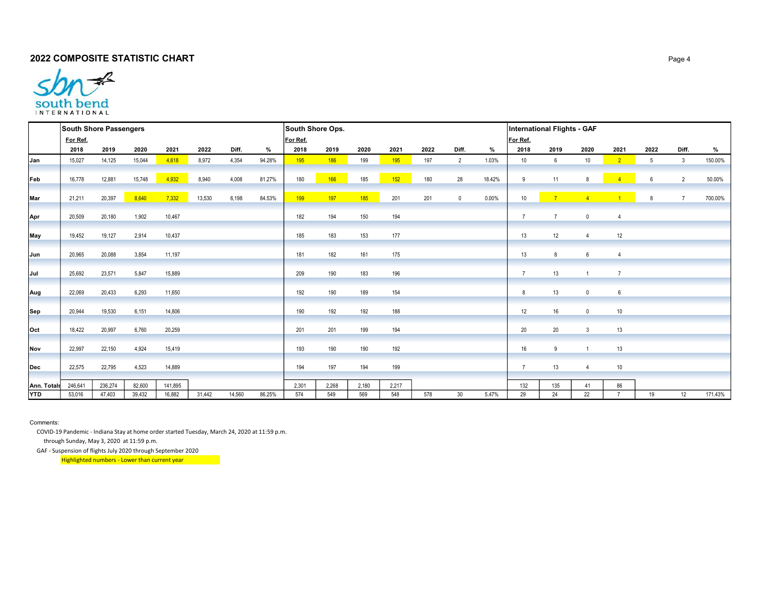## 2022 COMPOSITE STATISTIC CHART

|  | South Shore Passengers |  |  |  |  |  |  | South Shore Ops. |  |  |  |  |  |  | International Flights - GAF |  |  |  |  |  |  |
|---|---|---|---|---|---|---|---|---|---|---|---|---|---|---|---|---|---|---|---|---|---|
|  | For Ref. |  |  |  |  |  |  | For Ref. |  |  |  |  |  |  | For Ref. |  |  |  |  |  |  |
|  | 2018 | 2019 | 2020 | 2021 | 2022 | Diff. | % | 2018 | 2019 | 2020 | 2021 | 2022 | Diff. | % | 2018 | 2019 | 2020 | 2021 | 2022 | Diff. | % |
| Jan | 15,027 | 14,125 | 15,044 | 4,618 | 8,972 | 4,354 | 94.28% | 195 | 186 | 199 | 195 | 197 | 2 | 1.03% | 10 | 6 | 10 | 2 | 5 | 3 | 150.00% |
| Feb | 16,778 | 12,881 | 15,748 | 4,932 | 8,940 | 4,008 | 81.27% | 180 | 166 | 185 | 152 | 180 | 28 | 18.42% | 9 | 11 | 8 | 4 | 6 | 2 | 50.00% |
| Mar | 21,211 | 20,397 | 8,640 | 7,332 | 13,530 | 6,198 | 84.53% | 199 | 197 | 185 | 201 | 201 | 0 | 0.00% | 10 | 7 | 4 | 1 | 8 | 7 | 700.00% |
| Apr | 20,509 | 20,180 | 1,902 | 10,467 |  |  |  | 182 | 194 | 150 | 194 |  |  |  | 7 | 7 | 0 | 4 |  |  |  |
| May | 19,452 | 19,127 | 2,914 | 10,437 |  |  |  | 185 | 183 | 153 | 177 |  |  |  | 13 | 12 | 4 | 12 |  |  |  |
| Jun | 20,965 | 20,088 | 3,854 | 11,197 |  |  |  | 181 | 182 | 161 | 175 |  |  |  | 13 | 8 | 6 | 4 |  |  |  |
| Jul | 25,692 | 23,571 | 5,847 | 15,889 |  |  |  | 209 | 190 | 183 | 196 |  |  |  | 7 | 13 | 1 | 7 |  |  |  |
| Aug | 22,069 | 20,433 | 6,293 | 11,650 |  |  |  | 192 | 190 | 189 | 154 |  |  |  | 8 | 13 | 0 | 6 |  |  |  |
| Sep | 20,944 | 19,530 | 6,151 | 14,806 |  |  |  | 190 | 192 | 192 | 188 |  |  |  | 12 | 16 | 0 | 10 |  |  |  |
| Oct | 18,422 | 20,997 | 6,760 | 20,259 |  |  |  | 201 | 201 | 199 | 194 |  |  |  | 20 | 20 | 3 | 13 |  |  |  |
| Nov | 22,997 | 22,150 | 4,924 | 15,419 |  |  |  | 193 | 190 | 190 | 192 |  |  |  | 16 | 9 | 1 | 13 |  |  |  |
| Dec | 22,575 | 22,795 | 4,523 | 14,889 |  |  |  | 194 | 197 | 194 | 199 |  |  |  | 7 | 13 | 4 | 10 |  |  |  |
| Ann. Totals | 246,641 | 236,274 | 82,600 | 141,895 |  |  |  | 2,301 | 2,268 | 2,180 | 2,217 |  |  |  | 132 | 135 | 41 | 86 |  |  |  |
| YTD | 53,016 | 47,403 | 39,432 | 16,882 | 31,442 | 14,560 | 86.25% | 574 | 549 | 569 | 548 | 578 | 30 | 5.47% | 29 | 24 | 22 | 7 | 19 | 12 | 171.43% |

Comments:

COVID-19 Pandemic - Indiana Stay at home order started Tuesday, March 24, 2020 at 11:59 p.m.
through Sunday, May 3, 2020 at 11:59 p.m.

GAF - Suspension of flights July 2020 through September 2020

Highlighted numbers - Lower than current year